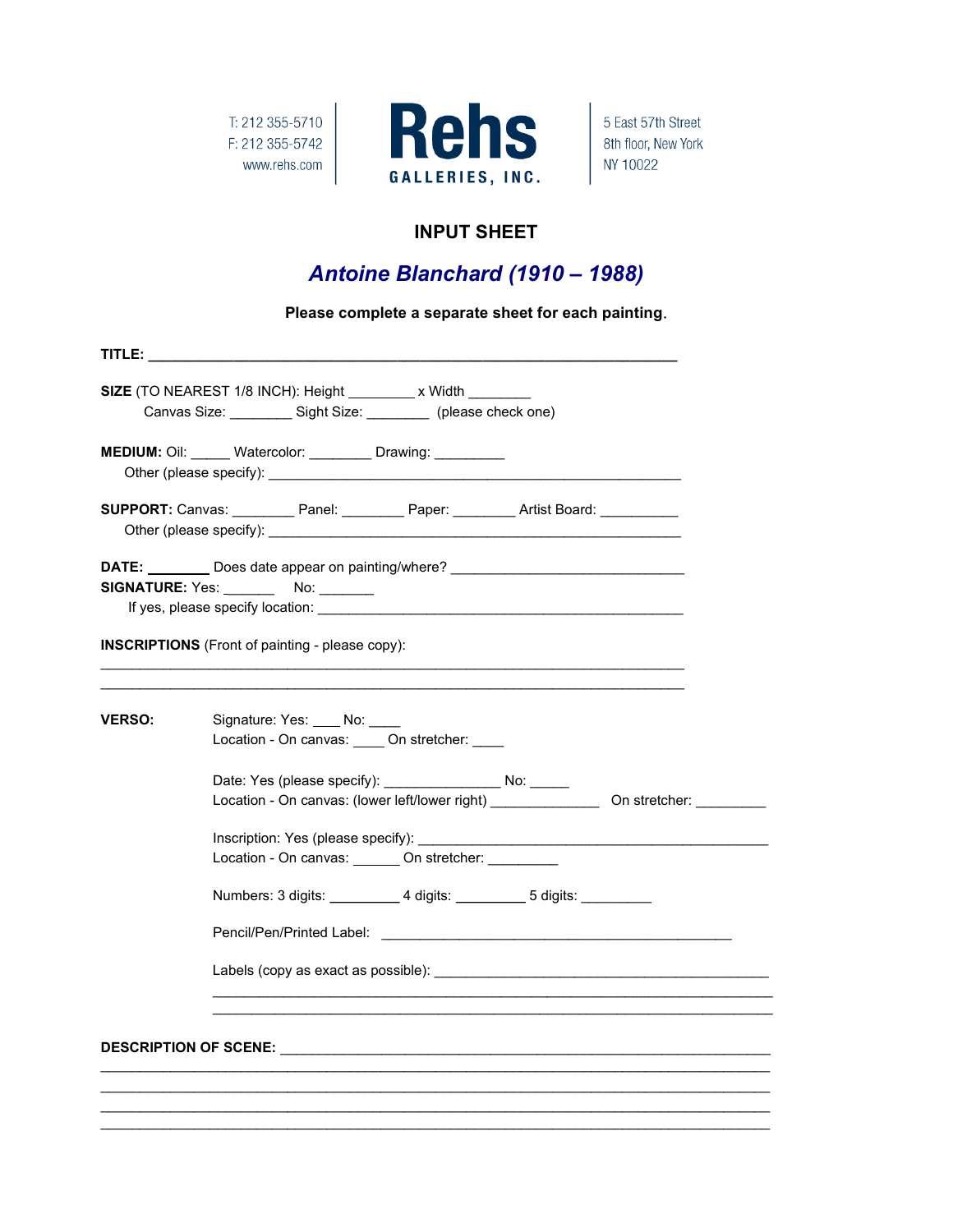T: 212 355-5710
F: 212 355-5742
www.rehs.com

**Rehs**
**GALLERIES, INC.**

5 East 57th Street
8th floor, New York
NY 10022

## INPUT SHEET

## *Antoine Blanchard (1910 – 1988)*

**Please complete a separate sheet for each painting.**

**TITLE:** ____________________________________________________________

**SIZE** (TO NEAREST 1/8 INCH): Height ________ x Width ________
Canvas Size: ________ Sight Size: ________ (please check one)

**MEDIUM:** Oil: _____ Watercolor: ________ Drawing: _________
Other (please specify): ____________________________________________________

**SUPPORT:** Canvas: ________ Panel: ________ Paper: ________ Artist Board: __________
Other (please specify): ____________________________________________________

**DATE:** ________ Does date appear on painting/where? ______________________________
**SIGNATURE:** Yes: ______ No: _______
If yes, please specify location: _______________________________________________

**INSCRIPTIONS** (Front of painting - please copy):
____________________________________________________________________________
____________________________________________________________________________

**VERSO:**

Signature: Yes: ___ No: ____
Location - On canvas: ____ On stretcher: ____

Date: Yes (please specify): ______________ No: _____
Location - On canvas: (lower left/lower right) _____________ On stretcher: ________

Inscription: Yes (please specify): ____________________________________________
Location - On canvas: ______ On stretcher: _________

Numbers: 3 digits: _________ 4 digits: _________ 5 digits: _________

Pencil/Pen/Printed Label: ____________________________________________

Labels (copy as exact as possible): ____________________________________________
____________________________________________________________________________
____________________________________________________________________________

**DESCRIPTION OF SCENE:** ______________________________________________________
____________________________________________________________________________
____________________________________________________________________________
____________________________________________________________________________
____________________________________________________________________________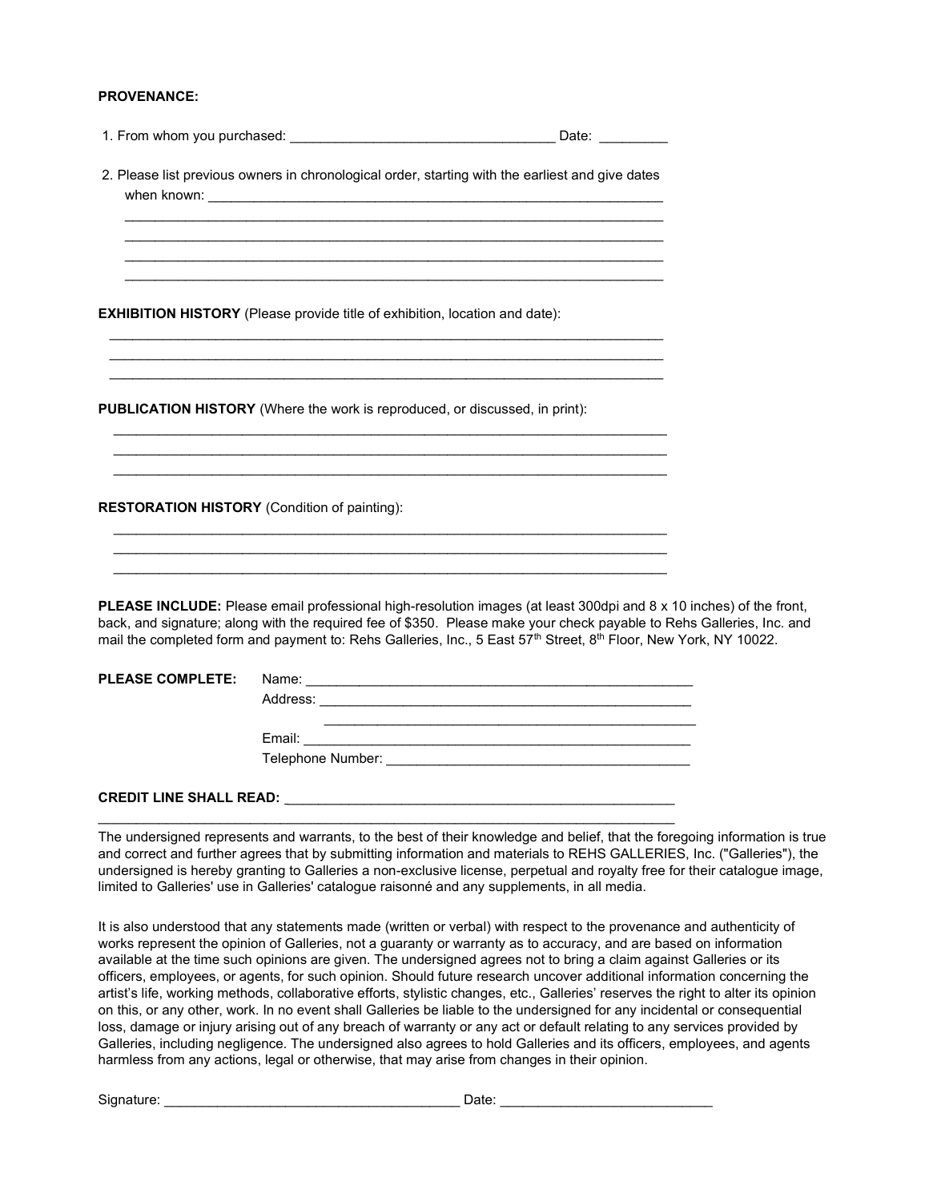**PROVENANCE:**

1. From whom you purchased: ___________________________________ Date: _________

2. Please list previous owners in chronological order, starting with the earliest and give dates when known: _________________________________________________________________
_______________________________________________________________________
_______________________________________________________________________
_______________________________________________________________________
_______________________________________________________________________

**EXHIBITION HISTORY** (Please provide title of exhibition, location and date):

_______________________________________________________________________
_______________________________________________________________________
_______________________________________________________________________

**PUBLICATION HISTORY** (Where the work is reproduced, or discussed, in print):

_______________________________________________________________________
_______________________________________________________________________
_______________________________________________________________________

**RESTORATION HISTORY** (Condition of painting):

_______________________________________________________________________
_______________________________________________________________________
_______________________________________________________________________

**PLEASE INCLUDE:** Please email professional high-resolution images (at least 300dpi and 8 x 10 inches) of the front, back, and signature; along with the required fee of $350. Please make your check payable to Rehs Galleries, Inc. and mail the completed form and payment to: Rehs Galleries, Inc., 5 East 57th Street, 8th Floor, New York, NY 10022.

**PLEASE COMPLETE:** Name: _____________________________________________________

Address: ___________________________________________________
___________________________________________________

Email: _____________________________________________________

Telephone Number: ________________________________________

**CREDIT LINE SHALL READ:** _____________________________________________________
_______________________________________________________________________

The undersigned represents and warrants, to the best of their knowledge and belief, that the foregoing information is true and correct and further agrees that by submitting information and materials to REHS GALLERIES, Inc. ("Galleries"), the undersigned is hereby granting to Galleries a non-exclusive license, perpetual and royalty free for their catalogue image, limited to Galleries' use in Galleries' catalogue raisonné and any supplements, in all media.

It is also understood that any statements made (written or verbal) with respect to the provenance and authenticity of works represent the opinion of Galleries, not a guaranty or warranty as to accuracy, and are based on information available at the time such opinions are given. The undersigned agrees not to bring a claim against Galleries or its officers, employees, or agents, for such opinion. Should future research uncover additional information concerning the artist's life, working methods, collaborative efforts, stylistic changes, etc., Galleries' reserves the right to alter its opinion on this, or any other, work. In no event shall Galleries be liable to the undersigned for any incidental or consequential loss, damage or injury arising out of any breach of warranty or any act or default relating to any services provided by Galleries, including negligence. The undersigned also agrees to hold Galleries and its officers, employees, and agents harmless from any actions, legal or otherwise, that may arise from changes in their opinion.

Signature: _______________________________________ Date: ____________________________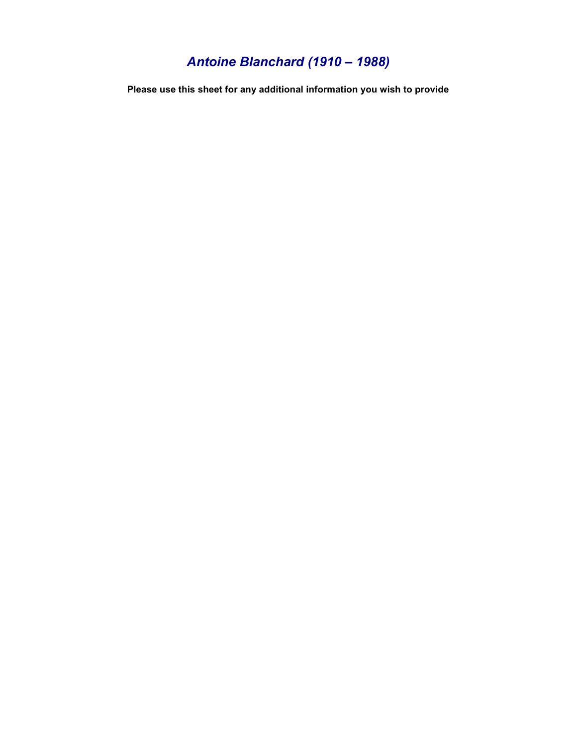# *Antoine Blanchard (1910 – 1988)*

**Please use this sheet for any additional information you wish to provide**